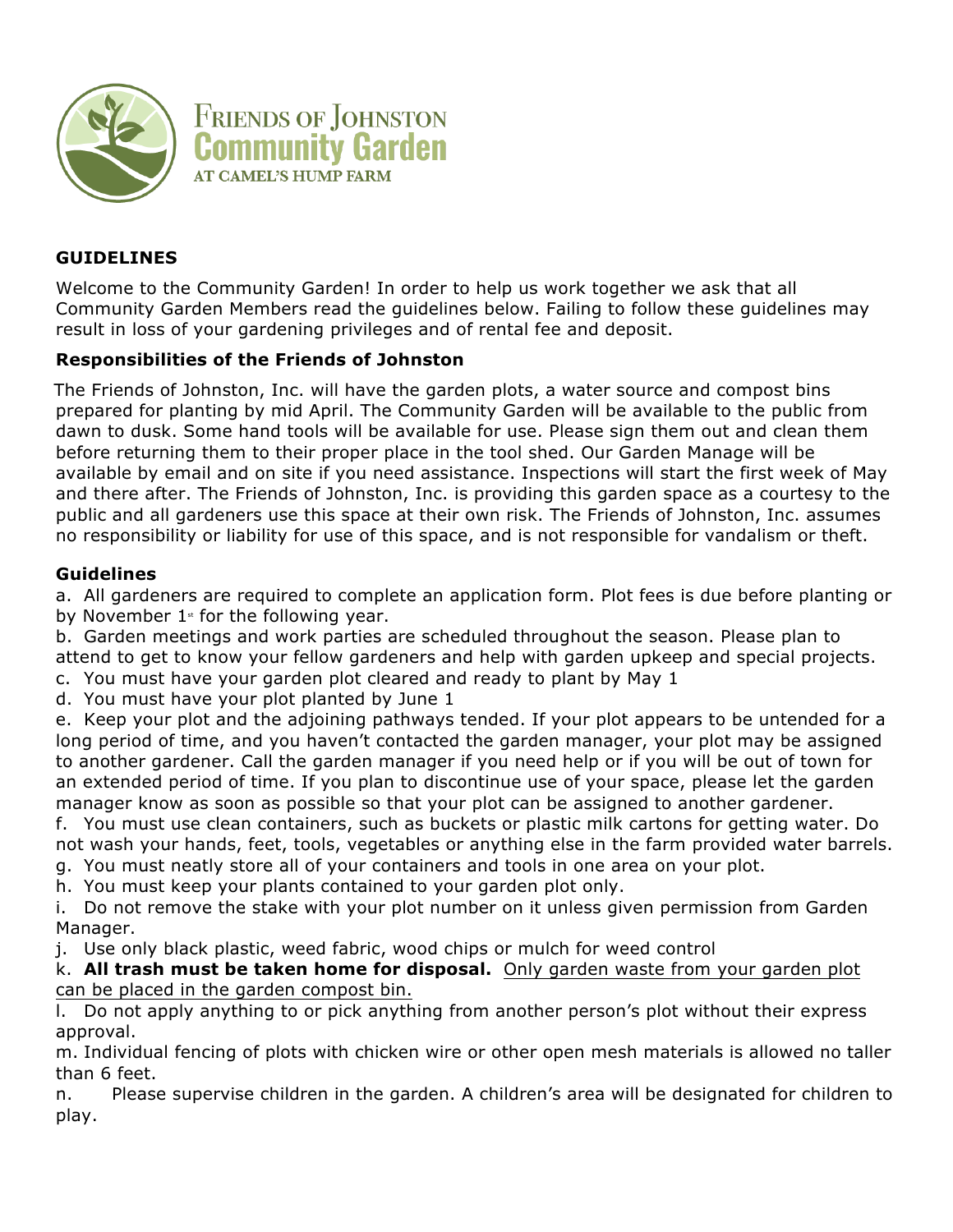Friends of Johnston
Community Garden
at Camel's Hump Farm

## GUIDELINES

Welcome to the Community Garden! In order to help us work together we ask that all Community Garden Members read the guidelines below. Failing to follow these guidelines may result in loss of your gardening privileges and of rental fee and deposit.

### Responsibilities of the Friends of Johnston

The Friends of Johnston, Inc. will have the garden plots, a water source and compost bins prepared for planting by mid April. The Community Garden will be available to the public from dawn to dusk. Some hand tools will be available for use. Please sign them out and clean them before returning them to their proper place in the tool shed. Our Garden Manage will be available by email and on site if you need assistance. Inspections will start the first week of May and there after. The Friends of Johnston, Inc. is providing this garden space as a courtesy to the public and all gardeners use this space at their own risk. The Friends of Johnston, Inc. assumes no responsibility or liability for use of this space, and is not responsible for vandalism or theft.

### Guidelines

a. All gardeners are required to complete an application form. Plot fees is due before planting or by November 1st for the following year.

b. Garden meetings and work parties are scheduled throughout the season. Please plan to attend to get to know your fellow gardeners and help with garden upkeep and special projects.

c. You must have your garden plot cleared and ready to plant by May 1

d. You must have your plot planted by June 1

e. Keep your plot and the adjoining pathways tended. If your plot appears to be untended for a long period of time, and you haven't contacted the garden manager, your plot may be assigned to another gardener. Call the garden manager if you need help or if you will be out of town for an extended period of time. If you plan to discontinue use of your space, please let the garden manager know as soon as possible so that your plot can be assigned to another gardener.

f. You must use clean containers, such as buckets or plastic milk cartons for getting water. Do not wash your hands, feet, tools, vegetables or anything else in the farm provided water barrels.

g. You must neatly store all of your containers and tools in one area on your plot.

h. You must keep your plants contained to your garden plot only.

i. Do not remove the stake with your plot number on it unless given permission from Garden Manager.

j. Use only black plastic, weed fabric, wood chips or mulch for weed control

k. **All trash must be taken home for disposal.** Only garden waste from your garden plot can be placed in the garden compost bin.

l. Do not apply anything to or pick anything from another person's plot without their express approval.

m. Individual fencing of plots with chicken wire or other open mesh materials is allowed no taller than 6 feet.

n. Please supervise children in the garden. A children's area will be designated for children to play.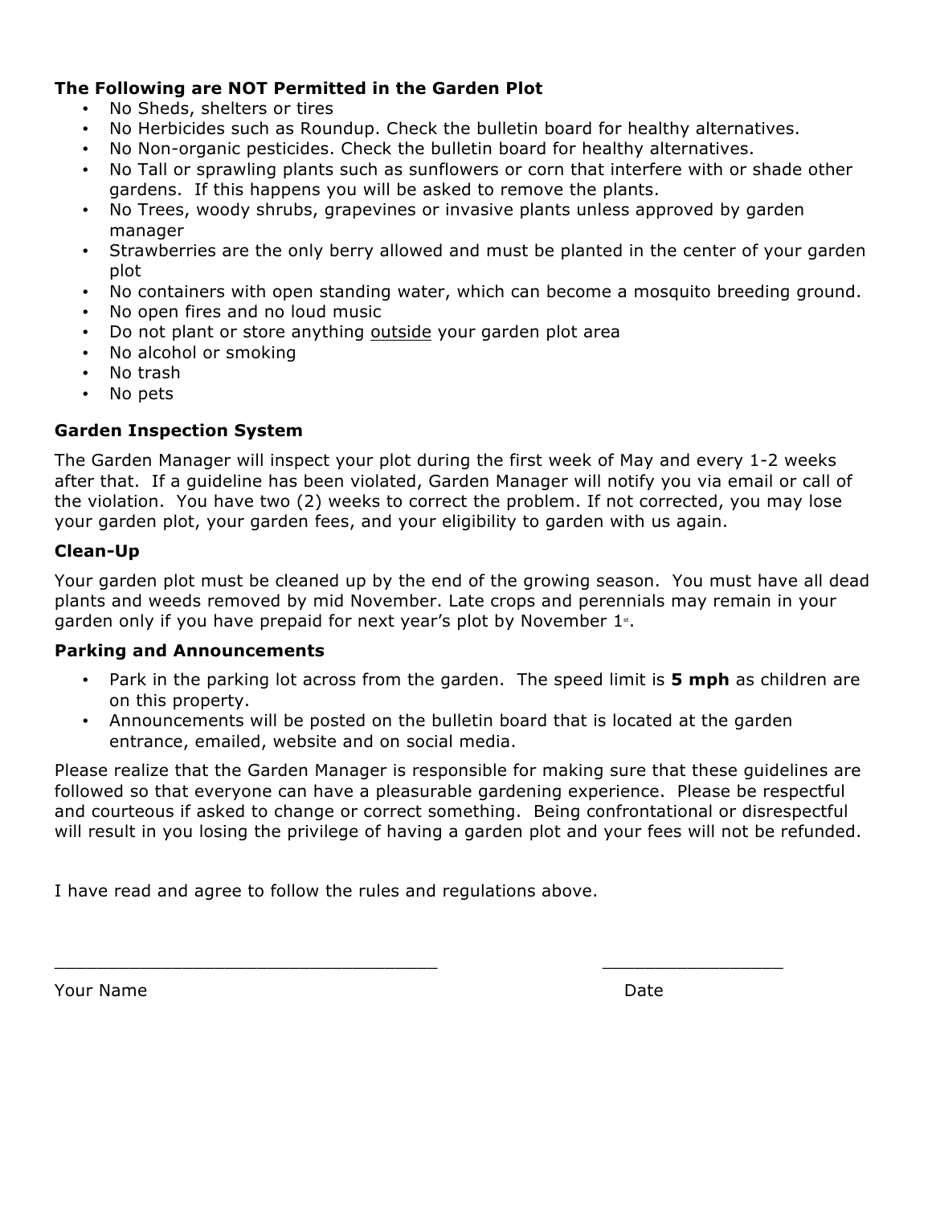**The Following are NOT Permitted in the Garden Plot**

- No Sheds, shelters or tires
- No Herbicides such as Roundup. Check the bulletin board for healthy alternatives.
- No Non-organic pesticides. Check the bulletin board for healthy alternatives.
- No Tall or sprawling plants such as sunflowers or corn that interfere with or shade other gardens. If this happens you will be asked to remove the plants.
- No Trees, woody shrubs, grapevines or invasive plants unless approved by garden manager
- Strawberries are the only berry allowed and must be planted in the center of your garden plot
- No containers with open standing water, which can become a mosquito breeding ground.
- No open fires and no loud music
- Do not plant or store anything <u>outside</u> your garden plot area
- No alcohol or smoking
- No trash
- No pets

**Garden Inspection System**

The Garden Manager will inspect your plot during the first week of May and every 1-2 weeks after that. If a guideline has been violated, Garden Manager will notify you via email or call of the violation. You have two (2) weeks to correct the problem. If not corrected, you may lose your garden plot, your garden fees, and your eligibility to garden with us again.

**Clean-Up**

Your garden plot must be cleaned up by the end of the growing season. You must have all dead plants and weeds removed by mid November. Late crops and perennials may remain in your garden only if you have prepaid for next year's plot by November 1st.

**Parking and Announcements**

- Park in the parking lot across from the garden. The speed limit is **5 mph** as children are on this property.
- Announcements will be posted on the bulletin board that is located at the garden entrance, emailed, website and on social media.

Please realize that the Garden Manager is responsible for making sure that these guidelines are followed so that everyone can have a pleasurable gardening experience. Please be respectful and courteous if asked to change or correct something. Being confrontational or disrespectful will result in you losing the privilege of having a garden plot and your fees will not be refunded.

I have read and agree to follow the rules and regulations above.

\_\_\_\_\_\_\_\_\_\_\_\_\_\_\_\_\_\_\_\_\_\_\_\_\_\_\_\_\_\_\_\_\_\_\_\_ \_\_\_\_\_\_\_\_\_\_\_\_\_\_\_\_\_

Your Name Date